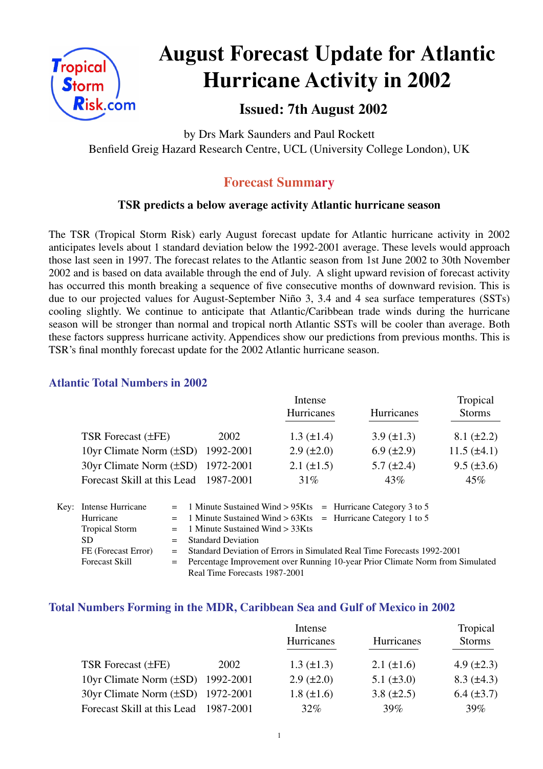# August Forecast Update for Atlantic Hurricane Activity in 2002

## Issued: 7th August 2002

by Drs Mark Saunders and Paul Rockett
Benfield Greig Hazard Research Centre, UCL (University College London), UK

## Forecast Summary

**TSR predicts a below average activity Atlantic hurricane season**

The TSR (Tropical Storm Risk) early August forecast update for Atlantic hurricane activity in 2002 anticipates levels about 1 standard deviation below the 1992-2001 average. These levels would approach those last seen in 1997. The forecast relates to the Atlantic season from 1st June 2002 to 30th November 2002 and is based on data available through the end of July. A slight upward revision of forecast activity has occurred this month breaking a sequence of five consecutive months of downward revision. This is due to our projected values for August-September Niño 3, 3.4 and 4 sea surface temperatures (SSTs) cooling slightly. We continue to anticipate that Atlantic/Caribbean trade winds during the hurricane season will be stronger than normal and tropical north Atlantic SSTs will be cooler than average. Both these factors suppress hurricane activity. Appendices show our predictions from previous months. This is TSR's final monthly forecast update for the 2002 Atlantic hurricane season.

### Atlantic Total Numbers in 2002

| | | Intense Hurricanes | Hurricanes | Tropical Storms |
|---|---|---|---|---|
| TSR Forecast (±FE) | 2002 | 1.3 (±1.4) | 3.9 (±1.3) | 8.1 (±2.2) |
| 10yr Climate Norm (±SD) | 1992-2001 | 2.9 (±2.0) | 6.9 (±2.9) | 11.5 (±4.1) |
| 30yr Climate Norm (±SD) | 1972-2001 | 2.1 (±1.5) | 5.7 (±2.4) | 9.5 (±3.6) |
| Forecast Skill at this Lead | 1987-2001 | 31% | 43% | 45% |

Key:

| | | |
|---|---|---|
| Intense Hurricane | = | 1 Minute Sustained Wind > 95Kts = Hurricane Category 3 to 5 |
| Hurricane | = | 1 Minute Sustained Wind > 63Kts = Hurricane Category 1 to 5 |
| Tropical Storm | = | 1 Minute Sustained Wind > 33Kts |
| SD | = | Standard Deviation |
| FE (Forecast Error) | = | Standard Deviation of Errors in Simulated Real Time Forecasts 1992-2001 |
| Forecast Skill | = | Percentage Improvement over Running 10-year Prior Climate Norm from Simulated Real Time Forecasts 1987-2001 |

### Total Numbers Forming in the MDR, Caribbean Sea and Gulf of Mexico in 2002

| | | Intense Hurricanes | Hurricanes | Tropical Storms |
|---|---|---|---|---|
| TSR Forecast (±FE) | 2002 | 1.3 (±1.3) | 2.1 (±1.6) | 4.9 (±2.3) |
| 10yr Climate Norm (±SD) | 1992-2001 | 2.9 (±2.0) | 5.1 (±3.0) | 8.3 (±4.3) |
| 30yr Climate Norm (±SD) | 1972-2001 | 1.8 (±1.6) | 3.8 (±2.5) | 6.4 (±3.7) |
| Forecast Skill at this Lead | 1987-2001 | 32% | 39% | 39% |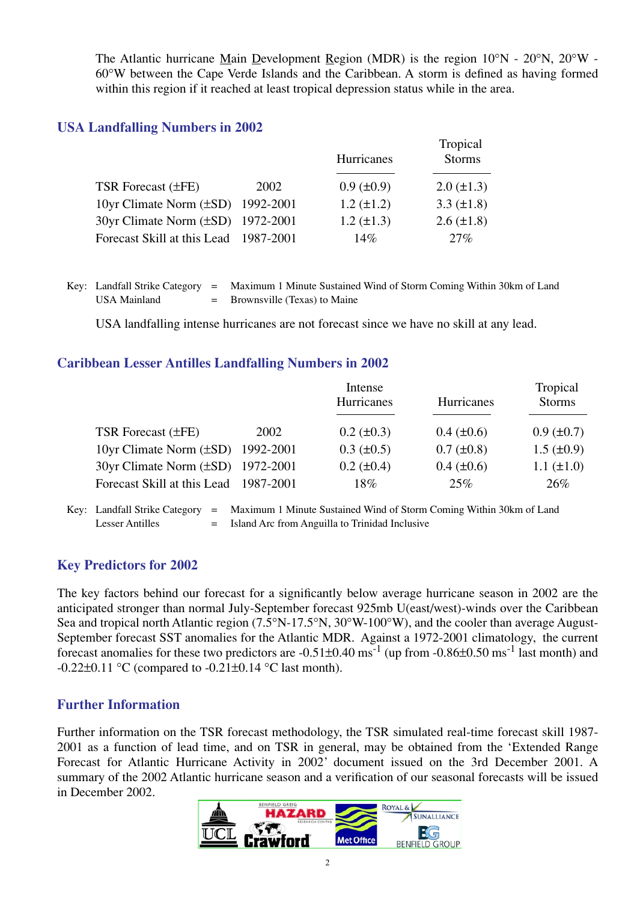The Atlantic hurricane Main Development Region (MDR) is the region 10°N - 20°N, 20°W - 60°W between the Cape Verde Islands and the Caribbean. A storm is defined as having formed within this region if it reached at least tropical depression status while in the area.

## USA Landfalling Numbers in 2002

| | | Hurricanes | Tropical Storms |
|---|---|---|---|
| TSR Forecast (±FE) | 2002 | 0.9 (±0.9) | 2.0 (±1.3) |
| 10yr Climate Norm (±SD) | 1992-2001 | 1.2 (±1.2) | 3.3 (±1.8) |
| 30yr Climate Norm (±SD) | 1972-2001 | 1.2 (±1.3) | 2.6 (±1.8) |
| Forecast Skill at this Lead | 1987-2001 | 14% | 27% |

Key: Landfall Strike Category = Maximum 1 Minute Sustained Wind of Storm Coming Within 30km of Land
USA Mainland = Brownsville (Texas) to Maine

USA landfalling intense hurricanes are not forecast since we have no skill at any lead.

## Caribbean Lesser Antilles Landfalling Numbers in 2002

| | | Intense Hurricanes | Hurricanes | Tropical Storms |
|---|---|---|---|---|
| TSR Forecast (±FE) | 2002 | 0.2 (±0.3) | 0.4 (±0.6) | 0.9 (±0.7) |
| 10yr Climate Norm (±SD) | 1992-2001 | 0.3 (±0.5) | 0.7 (±0.8) | 1.5 (±0.9) |
| 30yr Climate Norm (±SD) | 1972-2001 | 0.2 (±0.4) | 0.4 (±0.6) | 1.1 (±1.0) |
| Forecast Skill at this Lead | 1987-2001 | 18% | 25% | 26% |

Key: Landfall Strike Category = Maximum 1 Minute Sustained Wind of Storm Coming Within 30km of Land
Lesser Antilles = Island Arc from Anguilla to Trinidad Inclusive

## Key Predictors for 2002

The key factors behind our forecast for a significantly below average hurricane season in 2002 are the anticipated stronger than normal July-September forecast 925mb U(east/west)-winds over the Caribbean Sea and tropical north Atlantic region (7.5°N-17.5°N, 30°W-100°W), and the cooler than average August-September forecast SST anomalies for the Atlantic MDR. Against a 1972-2001 climatology, the current forecast anomalies for these two predictors are $-0.51 \pm 0.40$ ms$^{-1}$ (up from $-0.86 \pm 0.50$ ms$^{-1}$ last month) and $-0.22 \pm 0.11$ °C (compared to $-0.21 \pm 0.14$ °C last month).

## Further Information

Further information on the TSR forecast methodology, the TSR simulated real-time forecast skill 1987-2001 as a function of lead time, and on TSR in general, may be obtained from the 'Extended Range Forecast for Atlantic Hurricane Activity in 2002' document issued on the 3rd December 2001. A summary of the 2002 Atlantic hurricane season and a verification of our seasonal forecasts will be issued in December 2002.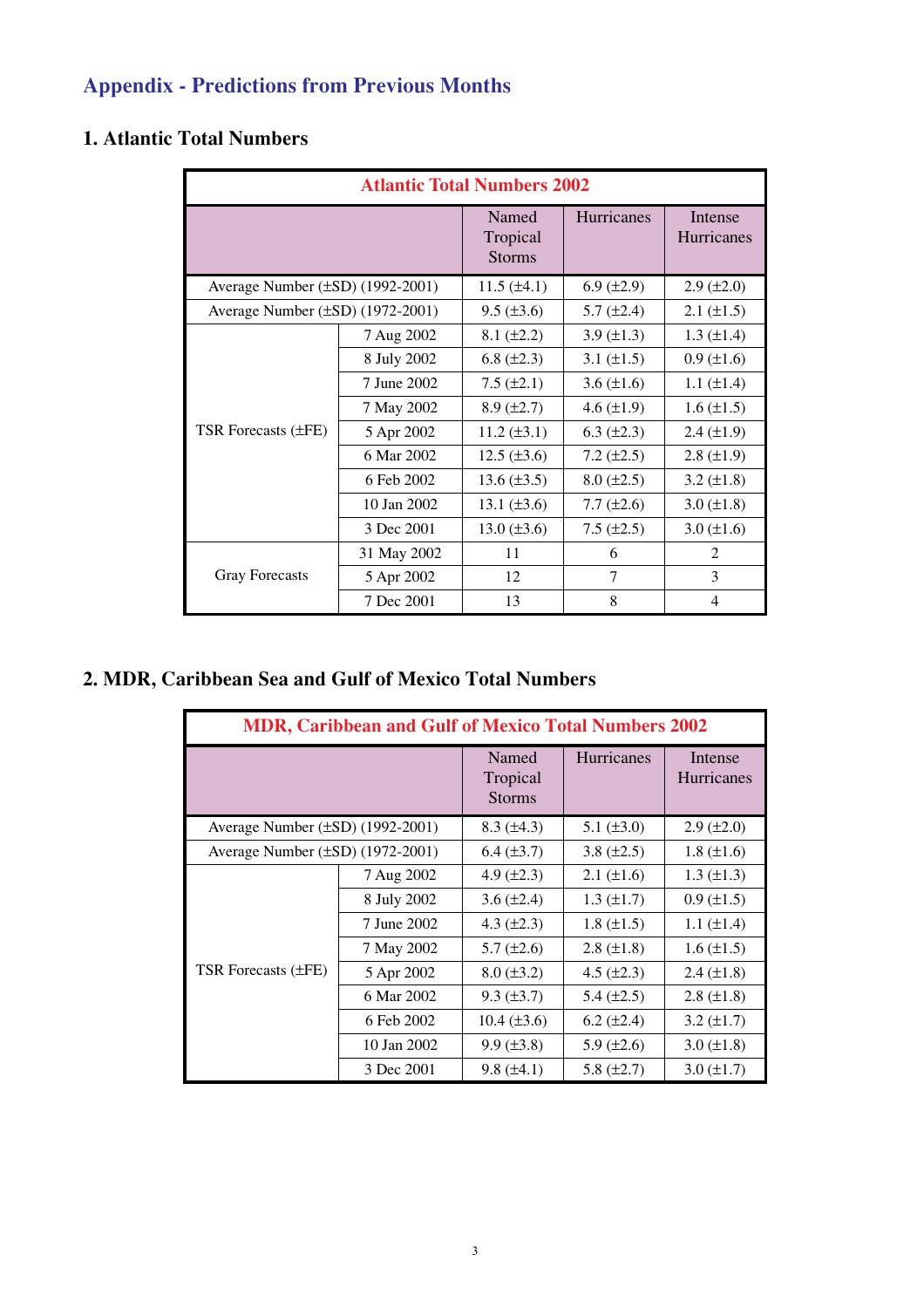## Appendix - Predictions from Previous Months

### 1. Atlantic Total Numbers

| Atlantic Total Numbers 2002 | | | | |
|---|---|---|---|---|
| | | Named Tropical Storms | Hurricanes | Intense Hurricanes |
| Average Number (±SD) (1992-2001) | | 11.5 (±4.1) | 6.9 (±2.9) | 2.9 (±2.0) |
| Average Number (±SD) (1972-2001) | | 9.5 (±3.6) | 5.7 (±2.4) | 2.1 (±1.5) |
| TSR Forecasts (±FE) | 7 Aug 2002 | 8.1 (±2.2) | 3.9 (±1.3) | 1.3 (±1.4) |
| | 8 July 2002 | 6.8 (±2.3) | 3.1 (±1.5) | 0.9 (±1.6) |
| | 7 June 2002 | 7.5 (±2.1) | 3.6 (±1.6) | 1.1 (±1.4) |
| | 7 May 2002 | 8.9 (±2.7) | 4.6 (±1.9) | 1.6 (±1.5) |
| | 5 Apr 2002 | 11.2 (±3.1) | 6.3 (±2.3) | 2.4 (±1.9) |
| | 6 Mar 2002 | 12.5 (±3.6) | 7.2 (±2.5) | 2.8 (±1.9) |
| | 6 Feb 2002 | 13.6 (±3.5) | 8.0 (±2.5) | 3.2 (±1.8) |
| | 10 Jan 2002 | 13.1 (±3.6) | 7.7 (±2.6) | 3.0 (±1.8) |
| | 3 Dec 2001 | 13.0 (±3.6) | 7.5 (±2.5) | 3.0 (±1.6) |
| Gray Forecasts | 31 May 2002 | 11 | 6 | 2 |
| | 5 Apr 2002 | 12 | 7 | 3 |
| | 7 Dec 2001 | 13 | 8 | 4 |

### 2. MDR, Caribbean Sea and Gulf of Mexico Total Numbers

| MDR, Caribbean and Gulf of Mexico Total Numbers 2002 | | | | |
|---|---|---|---|---|
| | | Named Tropical Storms | Hurricanes | Intense Hurricanes |
| Average Number (±SD) (1992-2001) | | 8.3 (±4.3) | 5.1 (±3.0) | 2.9 (±2.0) |
| Average Number (±SD) (1972-2001) | | 6.4 (±3.7) | 3.8 (±2.5) | 1.8 (±1.6) |
| TSR Forecasts (±FE) | 7 Aug 2002 | 4.9 (±2.3) | 2.1 (±1.6) | 1.3 (±1.3) |
| | 8 July 2002 | 3.6 (±2.4) | 1.3 (±1.7) | 0.9 (±1.5) |
| | 7 June 2002 | 4.3 (±2.3) | 1.8 (±1.5) | 1.1 (±1.4) |
| | 7 May 2002 | 5.7 (±2.6) | 2.8 (±1.8) | 1.6 (±1.5) |
| | 5 Apr 2002 | 8.0 (±3.2) | 4.5 (±2.3) | 2.4 (±1.8) |
| | 6 Mar 2002 | 9.3 (±3.7) | 5.4 (±2.5) | 2.8 (±1.8) |
| | 6 Feb 2002 | 10.4 (±3.6) | 6.2 (±2.4) | 3.2 (±1.7) |
| | 10 Jan 2002 | 9.9 (±3.8) | 5.9 (±2.6) | 3.0 (±1.8) |
| | 3 Dec 2001 | 9.8 (±4.1) | 5.8 (±2.7) | 3.0 (±1.7) |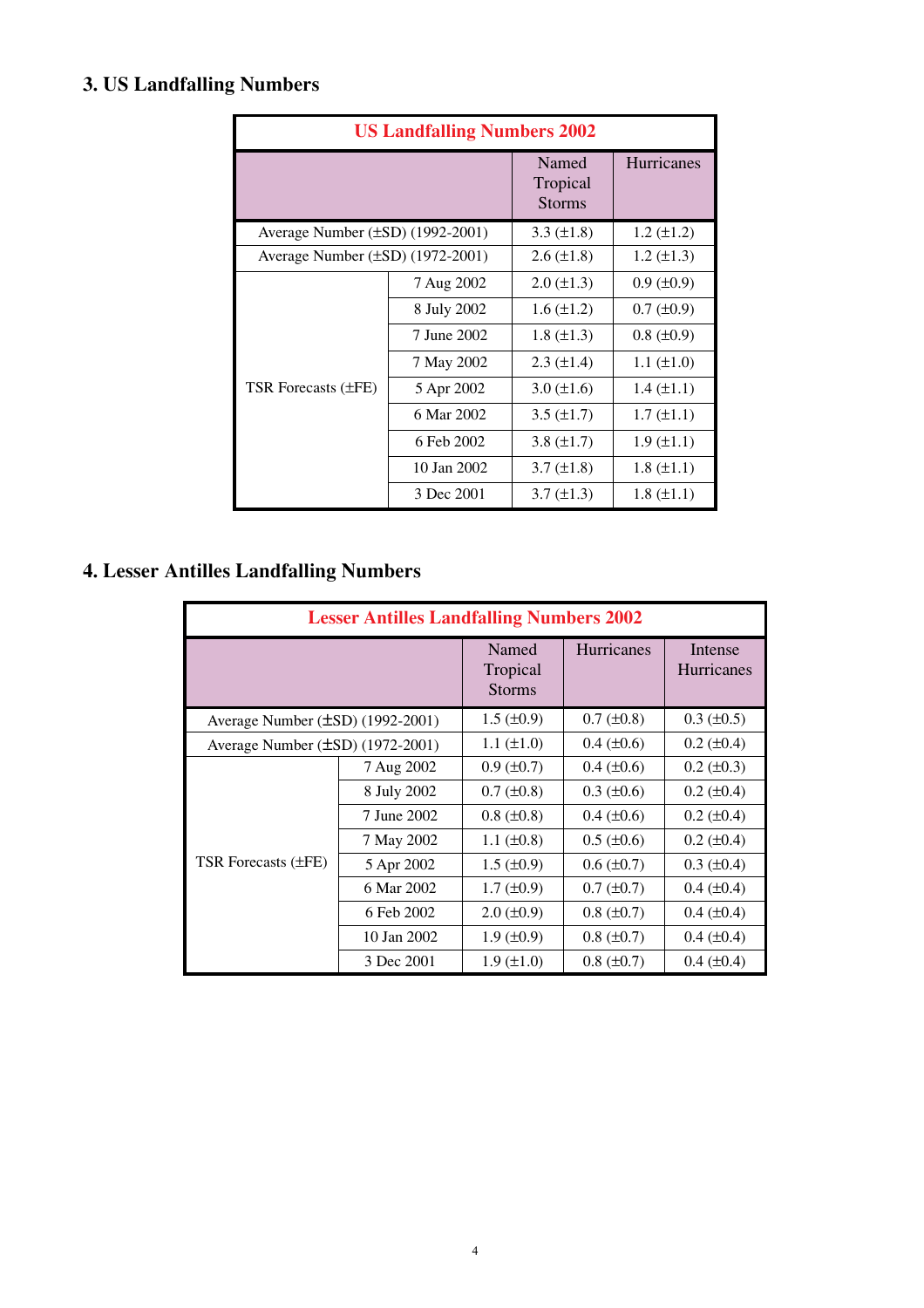## 3. US Landfalling Numbers

| US Landfalling Numbers 2002 | | | |
|---|---|---|---|
| | | Named Tropical Storms | Hurricanes |
| Average Number (±SD) (1992-2001) | | 3.3 (±1.8) | 1.2 (±1.2) |
| Average Number (±SD) (1972-2001) | | 2.6 (±1.8) | 1.2 (±1.3) |
| TSR Forecasts (±FE) | 7 Aug 2002 | 2.0 (±1.3) | 0.9 (±0.9) |
| | 8 July 2002 | 1.6 (±1.2) | 0.7 (±0.9) |
| | 7 June 2002 | 1.8 (±1.3) | 0.8 (±0.9) |
| | 7 May 2002 | 2.3 (±1.4) | 1.1 (±1.0) |
| | 5 Apr 2002 | 3.0 (±1.6) | 1.4 (±1.1) |
| | 6 Mar 2002 | 3.5 (±1.7) | 1.7 (±1.1) |
| | 6 Feb 2002 | 3.8 (±1.7) | 1.9 (±1.1) |
| | 10 Jan 2002 | 3.7 (±1.8) | 1.8 (±1.1) |
| | 3 Dec 2001 | 3.7 (±1.3) | 1.8 (±1.1) |

## 4. Lesser Antilles Landfalling Numbers

| Lesser Antilles Landfalling Numbers 2002 | | | | |
|---|---|---|---|---|
| | | Named Tropical Storms | Hurricanes | Intense Hurricanes |
| Average Number (±SD) (1992-2001) | | 1.5 (±0.9) | 0.7 (±0.8) | 0.3 (±0.5) |
| Average Number (±SD) (1972-2001) | | 1.1 (±1.0) | 0.4 (±0.6) | 0.2 (±0.4) |
| TSR Forecasts (±FE) | 7 Aug 2002 | 0.9 (±0.7) | 0.4 (±0.6) | 0.2 (±0.3) |
| | 8 July 2002 | 0.7 (±0.8) | 0.3 (±0.6) | 0.2 (±0.4) |
| | 7 June 2002 | 0.8 (±0.8) | 0.4 (±0.6) | 0.2 (±0.4) |
| | 7 May 2002 | 1.1 (±0.8) | 0.5 (±0.6) | 0.2 (±0.4) |
| | 5 Apr 2002 | 1.5 (±0.9) | 0.6 (±0.7) | 0.3 (±0.4) |
| | 6 Mar 2002 | 1.7 (±0.9) | 0.7 (±0.7) | 0.4 (±0.4) |
| | 6 Feb 2002 | 2.0 (±0.9) | 0.8 (±0.7) | 0.4 (±0.4) |
| | 10 Jan 2002 | 1.9 (±0.9) | 0.8 (±0.7) | 0.4 (±0.4) |
| | 3 Dec 2001 | 1.9 (±1.0) | 0.8 (±0.7) | 0.4 (±0.4) |